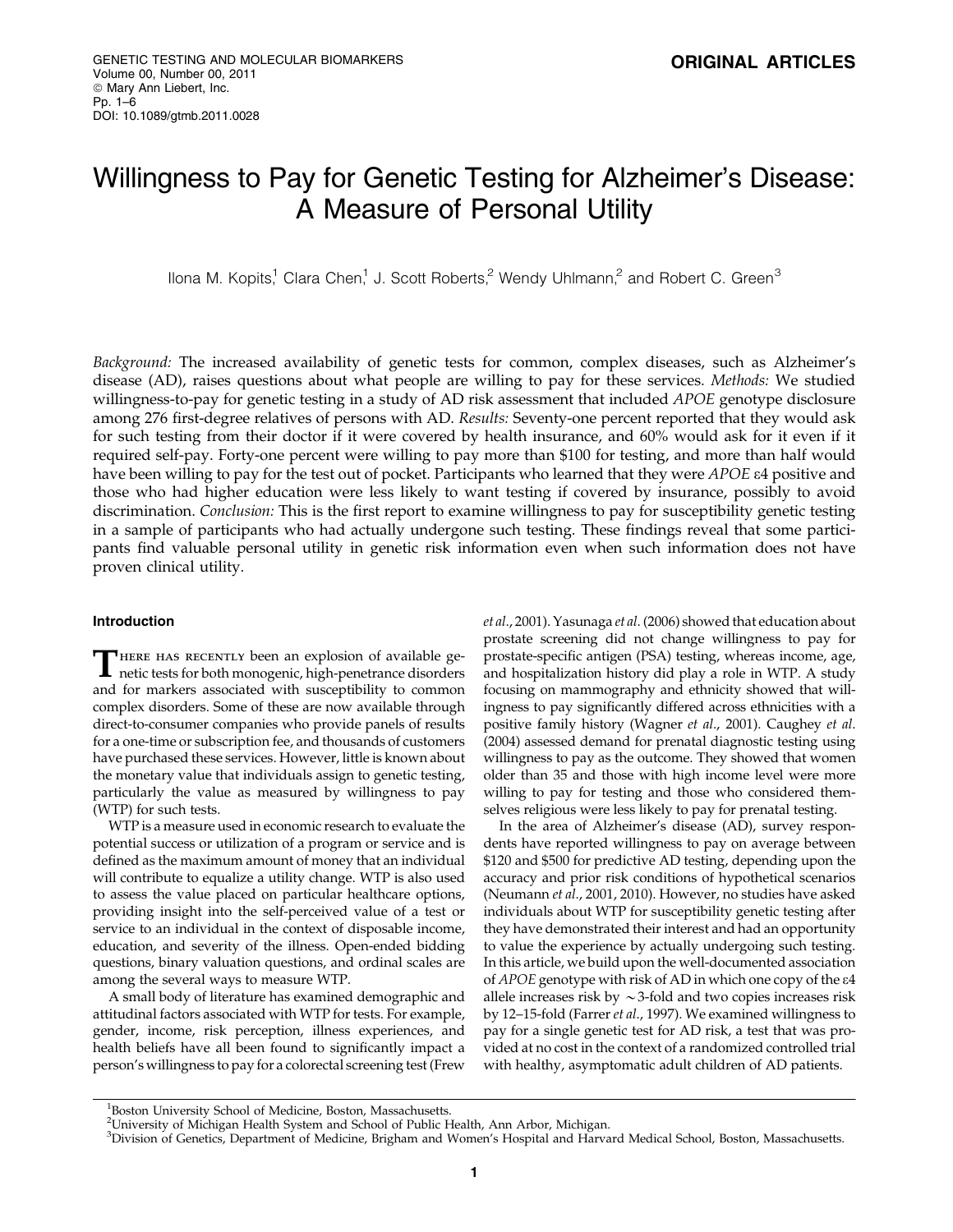ORIGINAL ARTICLES

# Willingness to Pay for Genetic Testing for Alzheimer's Disease: A Measure of Personal Utility

Ilona M. Kopits,[1] Clara Chen,[1] J. Scott Roberts,[2] Wendy Uhlmann,[2] and Robert C. Green[3]

*Background:* The increased availability of genetic tests for common, complex diseases, such as Alzheimer's disease (AD), raises questions about what people are willing to pay for these services. *Methods:* We studied willingness-to-pay for genetic testing in a study of AD risk assessment that included *APOE* genotype disclosure among 276 first-degree relatives of persons with AD. *Results:* Seventy-one percent reported that they would ask for such testing from their doctor if it were covered by health insurance, and 60% would ask for it even if it required self-pay. Forty-one percent were willing to pay more than \$100 for testing, and more than half would have been willing to pay for the test out of pocket. Participants who learned that they were *APOE* ε4 positive and those who had higher education were less likely to want testing if covered by insurance, possibly to avoid discrimination. *Conclusion:* This is the first report to examine willingness to pay for susceptibility genetic testing in a sample of participants who had actually undergone such testing. These findings reveal that some participants find valuable personal utility in genetic risk information even when such information does not have proven clinical utility.

## Introduction

There has recently been an explosion of available genetic tests for both monogenic, high-penetrance disorders and for markers associated with susceptibility to common complex disorders. Some of these are now available through direct-to-consumer companies who provide panels of results for a one-time or subscription fee, and thousands of customers have purchased these services. However, little is known about the monetary value that individuals assign to genetic testing, particularly the value as measured by willingness to pay (WTP) for such tests.

WTP is a measure used in economic research to evaluate the potential success or utilization of a program or service and is defined as the maximum amount of money that an individual will contribute to equalize a utility change. WTP is also used to assess the value placed on particular healthcare options, providing insight into the self-perceived value of a test or service to an individual in the context of disposable income, education, and severity of the illness. Open-ended bidding questions, binary valuation questions, and ordinal scales are among the several ways to measure WTP.

A small body of literature has examined demographic and attitudinal factors associated with WTP for tests. For example, gender, income, risk perception, illness experiences, and health beliefs have all been found to significantly impact a person's willingness to pay for a colorectal screening test (Frew *et al.*, 2001). Yasunaga *et al.* (2006) showed that education about prostate screening did not change willingness to pay for prostate-specific antigen (PSA) testing, whereas income, age, and hospitalization history did play a role in WTP. A study focusing on mammography and ethnicity showed that willingness to pay significantly differed across ethnicities with a positive family history (Wagner *et al.*, 2001). Caughey *et al.* (2004) assessed demand for prenatal diagnostic testing using willingness to pay as the outcome. They showed that women older than 35 and those with high income level were more willing to pay for testing and those who considered themselves religious were less likely to pay for prenatal testing.

In the area of Alzheimer's disease (AD), survey respondents have reported willingness to pay on average between \$120 and \$500 for predictive AD testing, depending upon the accuracy and prior risk conditions of hypothetical scenarios (Neumann *et al.*, 2001, 2010). However, no studies have asked individuals about WTP for susceptibility genetic testing after they have demonstrated their interest and had an opportunity to value the experience by actually undergoing such testing. In this article, we build upon the well-documented association of *APOE* genotype with risk of AD in which one copy of the ε4 allele increases risk by ~3-fold and two copies increases risk by 12–15-fold (Farrer *et al.*, 1997). We examined willingness to pay for a single genetic test for AD risk, a test that was provided at no cost in the context of a randomized controlled trial with healthy, asymptomatic adult children of AD patients.

[1] Boston University School of Medicine, Boston, Massachusetts.
[2] University of Michigan Health System and School of Public Health, Ann Arbor, Michigan.
[3] Division of Genetics, Department of Medicine, Brigham and Women's Hospital and Harvard Medical School, Boston, Massachusetts.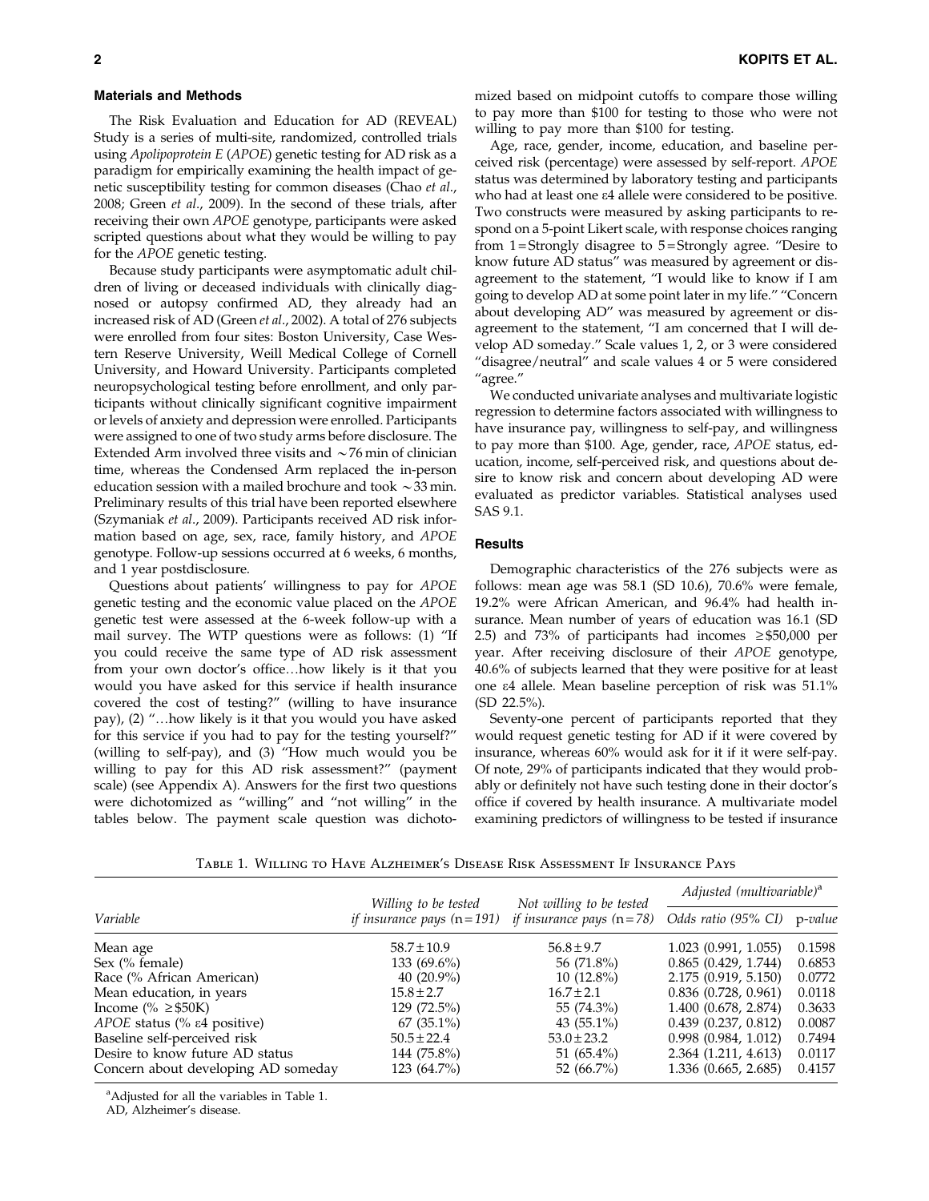## Materials and Methods

The Risk Evaluation and Education for AD (REVEAL) Study is a series of multi-site, randomized, controlled trials using *Apolipoprotein E* (*APOE*) genetic testing for AD risk as a paradigm for empirically examining the health impact of genetic susceptibility testing for common diseases (Chao *et al.*, 2008; Green *et al.*, 2009). In the second of these trials, after receiving their own *APOE* genotype, participants were asked scripted questions about what they would be willing to pay for the *APOE* genetic testing.

Because study participants were asymptomatic adult children of living or deceased individuals with clinically diagnosed or autopsy confirmed AD, they already had an increased risk of AD (Green *et al.*, 2002). A total of 276 subjects were enrolled from four sites: Boston University, Case Western Reserve University, Weill Medical College of Cornell University, and Howard University. Participants completed neuropsychological testing before enrollment, and only participants without clinically significant cognitive impairment or levels of anxiety and depression were enrolled. Participants were assigned to one of two study arms before disclosure. The Extended Arm involved three visits and ~76 min of clinician time, whereas the Condensed Arm replaced the in-person education session with a mailed brochure and took ~33 min. Preliminary results of this trial have been reported elsewhere (Szymaniak *et al.*, 2009). Participants received AD risk information based on age, sex, race, family history, and *APOE* genotype. Follow-up sessions occurred at 6 weeks, 6 months, and 1 year postdisclosure.

Questions about patients' willingness to pay for *APOE* genetic testing and the economic value placed on the *APOE* genetic test were assessed at the 6-week follow-up with a mail survey. The WTP questions were as follows: (1) "If you could receive the same type of AD risk assessment from your own doctor's office…how likely is it that you would you have asked for this service if health insurance covered the cost of testing?" (willing to have insurance pay), (2) "…how likely is it that you would you have asked for this service if you had to pay for the testing yourself?" (willing to self-pay), and (3) "How much would you be willing to pay for this AD risk assessment?" (payment scale) (see Appendix A). Answers for the first two questions were dichotomized as "willing" and "not willing" in the tables below. The payment scale question was dichotomized based on midpoint cutoffs to compare those willing to pay more than \$100 for testing to those who were not willing to pay more than \$100 for testing.

Age, race, gender, income, education, and baseline perceived risk (percentage) were assessed by self-report. *APOE* status was determined by laboratory testing and participants who had at least one ε4 allele were considered to be positive. Two constructs were measured by asking participants to respond on a 5-point Likert scale, with response choices ranging from 1 = Strongly disagree to 5 = Strongly agree. "Desire to know future AD status" was measured by agreement or disagreement to the statement, "I would like to know if I am going to develop AD at some point later in my life." "Concern about developing AD" was measured by agreement or disagreement to the statement, "I am concerned that I will develop AD someday." Scale values 1, 2, or 3 were considered "disagree/neutral" and scale values 4 or 5 were considered "agree."

We conducted univariate analyses and multivariate logistic regression to determine factors associated with willingness to have insurance pay, willingness to self-pay, and willingness to pay more than \$100. Age, gender, race, *APOE* status, education, income, self-perceived risk, and questions about desire to know risk and concern about developing AD were evaluated as predictor variables. Statistical analyses used SAS 9.1.

## Results

Demographic characteristics of the 276 subjects were as follows: mean age was 58.1 (SD 10.6), 70.6% were female, 19.2% were African American, and 96.4% had health insurance. Mean number of years of education was 16.1 (SD 2.5) and 73% of participants had incomes ≥\$50,000 per year. After receiving disclosure of their *APOE* genotype, 40.6% of subjects learned that they were positive for at least one ε4 allele. Mean baseline perception of risk was 51.1% (SD 22.5%).

Seventy-one percent of participants reported that they would request genetic testing for AD if it were covered by insurance, whereas 60% would ask for it if it were self-pay. Of note, 29% of participants indicated that they would probably or definitely not have such testing done in their doctor's office if covered by health insurance. A multivariate model examining predictors of willingness to be tested if insurance

Table 1. Willing to Have Alzheimer's Disease Risk Assessment If Insurance Pays

| Variable | *Willing to be tested if insurance pays (n = 191)* | *Not willing to be tested if insurance pays (n = 78)* | *Adjusted (multivariable)*[a] | |
|---|---|---|---|---|
| | | | *Odds ratio (95% CI)* | *p-value* |
| Mean age | 58.7 ± 10.9 | 56.8 ± 9.7 | 1.023 (0.991, 1.055) | 0.1598 |
| Sex (% female) | 133 (69.6%) | 56 (71.8%) | 0.865 (0.429, 1.744) | 0.6853 |
| Race (% African American) | 40 (20.9%) | 10 (12.8%) | 2.175 (0.919, 5.150) | 0.0772 |
| Mean education, in years | 15.8 ± 2.7 | 16.7 ± 2.1 | 0.836 (0.728, 0.961) | 0.0118 |
| Income (% ≥\$50K) | 129 (72.5%) | 55 (74.3%) | 1.400 (0.678, 2.874) | 0.3633 |
| *APOE* status (% ε4 positive) | 67 (35.1%) | 43 (55.1%) | 0.439 (0.237, 0.812) | 0.0087 |
| Baseline self-perceived risk | 50.5 ± 22.4 | 53.0 ± 23.2 | 0.998 (0.984, 1.012) | 0.7494 |
| Desire to know future AD status | 144 (75.8%) | 51 (65.4%) | 2.364 (1.211, 4.613) | 0.0117 |
| Concern about developing AD someday | 123 (64.7%) | 52 (66.7%) | 1.336 (0.665, 2.685) | 0.4157 |

[a]Adjusted for all the variables in Table 1.

AD, Alzheimer's disease.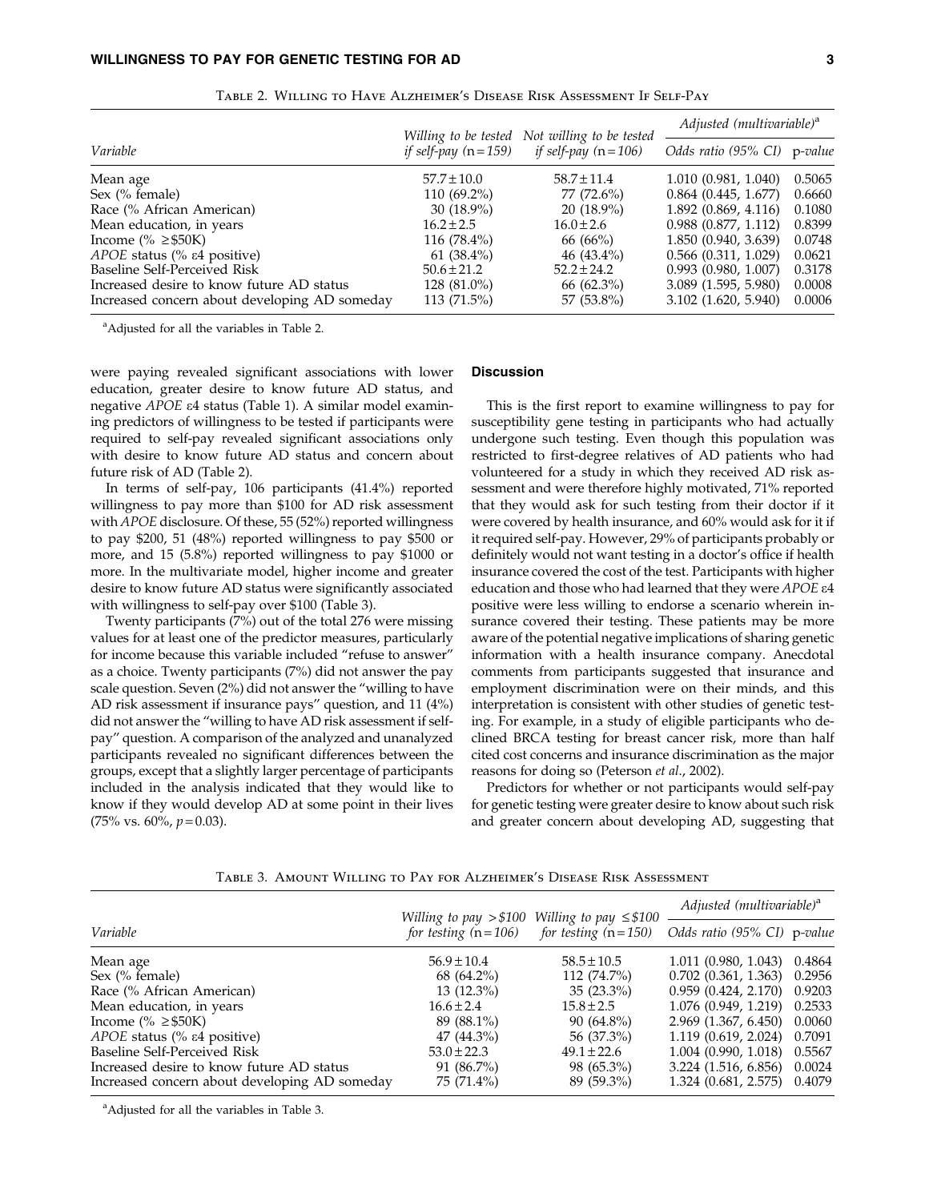Table 2. Willing to Have Alzheimer's Disease Risk Assessment If Self-Pay

| Variable | Willing to be tested if self-pay (n = 159) | Not willing to be tested if self-pay (n = 106) | Adjusted (multivariable)[a] | |
|---|---|---|---|---|
| | | | Odds ratio (95% CI) | p-value |
| Mean age | 57.7 ± 10.0 | 58.7 ± 11.4 | 1.010 (0.981, 1.040) | 0.5065 |
| Sex (% female) | 110 (69.2%) | 77 (72.6%) | 0.864 (0.445, 1.677) | 0.6660 |
| Race (% African American) | 30 (18.9%) | 20 (18.9%) | 1.892 (0.869, 4.116) | 0.1080 |
| Mean education, in years | 16.2 ± 2.5 | 16.0 ± 2.6 | 0.988 (0.877, 1.112) | 0.8399 |
| Income (% ≥$50K) | 116 (78.4%) | 66 (66%) | 1.850 (0.940, 3.639) | 0.0748 |
| *APOE* status (% ε4 positive) | 61 (38.4%) | 46 (43.4%) | 0.566 (0.311, 1.029) | 0.0621 |
| Baseline Self-Perceived Risk | 50.6 ± 21.2 | 52.2 ± 24.2 | 0.993 (0.980, 1.007) | 0.3178 |
| Increased desire to know future AD status | 128 (81.0%) | 66 (62.3%) | 3.089 (1.595, 5.980) | 0.0008 |
| Increased concern about developing AD someday | 113 (71.5%) | 57 (53.8%) | 3.102 (1.620, 5.940) | 0.0006 |

[a]Adjusted for all the variables in Table 2.

were paying revealed significant associations with lower education, greater desire to know future AD status, and negative *APOE* ε4 status (Table 1). A similar model examining predictors of willingness to be tested if participants were required to self-pay revealed significant associations only with desire to know future AD status and concern about future risk of AD (Table 2).

In terms of self-pay, 106 participants (41.4%) reported willingness to pay more than \$100 for AD risk assessment with *APOE* disclosure. Of these, 55 (52%) reported willingness to pay \$200, 51 (48%) reported willingness to pay \$500 or more, and 15 (5.8%) reported willingness to pay \$1000 or more. In the multivariate model, higher income and greater desire to know future AD status were significantly associated with willingness to self-pay over \$100 (Table 3).

Twenty participants (7%) out of the total 276 were missing values for at least one of the predictor measures, particularly for income because this variable included "refuse to answer" as a choice. Twenty participants (7%) did not answer the pay scale question. Seven (2%) did not answer the "willing to have AD risk assessment if insurance pays" question, and 11 (4%) did not answer the "willing to have AD risk assessment if self-pay" question. A comparison of the analyzed and unanalyzed participants revealed no significant differences between the groups, except that a slightly larger percentage of participants included in the analysis indicated that they would like to know if they would develop AD at some point in their lives (75% vs. 60%, $p = 0.03$).

## Discussion

This is the first report to examine willingness to pay for susceptibility gene testing in participants who had actually undergone such testing. Even though this population was restricted to first-degree relatives of AD patients who had volunteered for a study in which they received AD risk assessment and were therefore highly motivated, 71% reported that they would ask for such testing from their doctor if it were covered by health insurance, and 60% would ask for it if it required self-pay. However, 29% of participants probably or definitely would not want testing in a doctor's office if health insurance covered the cost of the test. Participants with higher education and those who had learned that they were *APOE* ε4 positive were less willing to endorse a scenario wherein insurance covered their testing. These patients may be more aware of the potential negative implications of sharing genetic information with a health insurance company. Anecdotal comments from participants suggested that insurance and employment discrimination were on their minds, and this interpretation is consistent with other studies of genetic testing. For example, in a study of eligible participants who declined BRCA testing for breast cancer risk, more than half cited cost concerns and insurance discrimination as the major reasons for doing so (Peterson *et al.*, 2002).

Predictors for whether or not participants would self-pay for genetic testing were greater desire to know about such risk and greater concern about developing AD, suggesting that

Table 3. Amount Willing to Pay for Alzheimer's Disease Risk Assessment

| Variable | Willing to pay > \$100 for testing (n = 106) | Willing to pay ≤ \$100 for testing (n = 150) | Adjusted (multivariable)[a] | |
|---|---|---|---|---|
| | | | Odds ratio (95% CI) | p-value |
| Mean age | 56.9 ± 10.4 | 58.5 ± 10.5 | 1.011 (0.980, 1.043) | 0.4864 |
| Sex (% female) | 68 (64.2%) | 112 (74.7%) | 0.702 (0.361, 1.363) | 0.2956 |
| Race (% African American) | 13 (12.3%) | 35 (23.3%) | 0.959 (0.424, 2.170) | 0.9203 |
| Mean education, in years | 16.6 ± 2.4 | 15.8 ± 2.5 | 1.076 (0.949, 1.219) | 0.2533 |
| Income (% ≥$50K) | 89 (88.1%) | 90 (64.8%) | 2.969 (1.367, 6.450) | 0.0060 |
| *APOE* status (% ε4 positive) | 47 (44.3%) | 56 (37.3%) | 1.119 (0.619, 2.024) | 0.7091 |
| Baseline Self-Perceived Risk | 53.0 ± 22.3 | 49.1 ± 22.6 | 1.004 (0.990, 1.018) | 0.5567 |
| Increased desire to know future AD status | 91 (86.7%) | 98 (65.3%) | 3.224 (1.516, 6.856) | 0.0024 |
| Increased concern about developing AD someday | 75 (71.4%) | 89 (59.3%) | 1.324 (0.681, 2.575) | 0.4079 |

[a]Adjusted for all the variables in Table 3.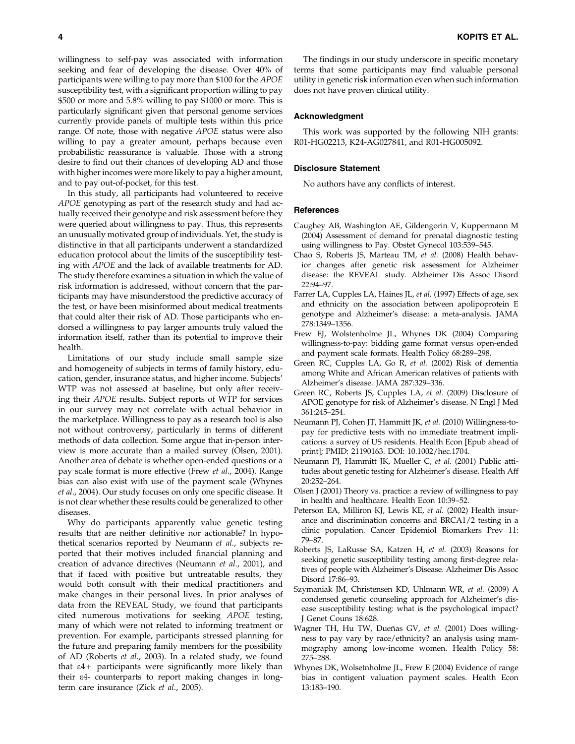willingness to self-pay was associated with information seeking and fear of developing the disease. Over 40% of participants were willing to pay more than $100 for the *APOE* susceptibility test, with a significant proportion willing to pay $500 or more and 5.8% willing to pay $1000 or more. This is particularly significant given that personal genome services currently provide panels of multiple tests within this price range. Of note, those with negative *APOE* status were also willing to pay a greater amount, perhaps because even probabilistic reassurance is valuable. Those with a strong desire to find out their chances of developing AD and those with higher incomes were more likely to pay a higher amount, and to pay out-of-pocket, for this test.

In this study, all participants had volunteered to receive *APOE* genotyping as part of the research study and had actually received their genotype and risk assessment before they were queried about willingness to pay. Thus, this represents an unusually motivated group of individuals. Yet, the study is distinctive in that all participants underwent a standardized education protocol about the limits of the susceptibility testing with *APOE* and the lack of available treatments for AD. The study therefore examines a situation in which the value of risk information is addressed, without concern that the participants may have misunderstood the predictive accuracy of the test, or have been misinformed about medical treatments that could alter their risk of AD. Those participants who endorsed a willingness to pay larger amounts truly valued the information itself, rather than its potential to improve their health.

Limitations of our study include small sample size and homogeneity of subjects in terms of family history, education, gender, insurance status, and higher income. Subjects' WTP was not assessed at baseline, but only after receiving their *APOE* results. Subject reports of WTP for services in our survey may not correlate with actual behavior in the marketplace. Willingness to pay as a research tool is also not without controversy, particularly in terms of different methods of data collection. Some argue that in-person interview is more accurate than a mailed survey (Olsen, 2001). Another area of debate is whether open-ended questions or a pay scale format is more effective (Frew *et al*., 2004). Range bias can also exist with use of the payment scale (Whynes *et al*., 2004). Our study focuses on only one specific disease. It is not clear whether these results could be generalized to other diseases.

Why do participants apparently value genetic testing results that are neither definitive nor actionable? In hypothetical scenarios reported by Neumann *et al*., subjects reported that their motives included financial planning and creation of advance directives (Neumann *et al*., 2001), and that if faced with positive but untreatable results, they would both consult with their medical practitioners and make changes in their personal lives. In prior analyses of data from the REVEAL Study, we found that participants cited numerous motivations for seeking *APOE* testing, many of which were not related to informing treatment or prevention. For example, participants stressed planning for the future and preparing family members for the possibility of AD (Roberts *et al*., 2003). In a related study, we found that ε4+ participants were significantly more likely than their ε4- counterparts to report making changes in long-term care insurance (Zick *et al*., 2005).

The findings in our study underscore in specific monetary terms that some participants may find valuable personal utility in genetic risk information even when such information does not have proven clinical utility.

### Acknowledgment

This work was supported by the following NIH grants: R01-HG02213, K24-AG027841, and R01-HG005092.

### Disclosure Statement

No authors have any conflicts of interest.

### References

Caughey AB, Washington AE, Gildengorin V, Kuppermann M (2004) Assessment of demand for prenatal diagnostic testing using willingness to Pay. Obstet Gynecol 103:539–545.

Chao S, Roberts JS, Marteau TM, *et al.* (2008) Health behavior changes after genetic risk assessment for Alzheimer disease: the REVEAL study. Alzheimer Dis Assoc Disord 22:94–97.

Farrer LA, Cupples LA, Haines JL, *et al.* (1997) Effects of age, sex and ethnicity on the association between apolipoprotein E genotype and Alzheimer's disease: a meta-analysis. JAMA 278:1349–1356.

Frew EJ, Wolstenholme JL, Whynes DK (2004) Comparing willingness-to-pay: bidding game format versus open-ended and payment scale formats. Health Policy 68:289–298.

Green RC, Cupples LA, Go R, *et al.* (2002) Risk of dementia among White and African American relatives of patients with Alzheimer's disease. JAMA 287:329–336.

Green RC, Roberts JS, Cupples LA, *et al.* (2009) Disclosure of APOE genotype for risk of Alzheimer's disease. N Engl J Med 361:245–254.

Neumann PJ, Cohen JT, Hammitt JK, *et al.* (2010) Willingness-to-pay for predictive tests with no immediate treatment implications: a survey of US residents. Health Econ [Epub ahead of print]; PMID: 21190163. DOI: 10.1002/hec.1704.

Neumann PJ, Hammitt JK, Mueller C, *et al.* (2001) Public attitudes about genetic testing for Alzheimer's disease. Health Aff 20:252–264.

Olsen J (2001) Theory vs. practice: a review of willingness to pay in health and healthcare. Health Econ 10:39–52.

Peterson EA, Milliron KJ, Lewis KE, *et al.* (2002) Health insurance and discrimination concerns and BRCA1/2 testing in a clinic population. Cancer Epidemiol Biomarkers Prev 11: 79–87.

Roberts JS, LaRusse SA, Katzen H, *et al.* (2003) Reasons for seeking genetic susceptibility testing among first-degree relatives of people with Alzheimer's Disease. Alzheimer Dis Assoc Disord 17:86–93.

Szymaniak JM, Christensen KD, Uhlmann WR, *et al.* (2009) A condensed genetic counseling approach for Alzheimer's disease susceptibility testing: what is the psychological impact? J Genet Couns 18:628.

Wagner TH, Hu TW, Dueñas GV, *et al.* (2001) Does willingness to pay vary by race/ethnicity? an analysis using mammography among low-income women. Health Policy 58: 275–288.

Whynes DK, Wolsetnholme JL, Frew E (2004) Evidence of range bias in contigent valuation payment scales. Health Econ 13:183–190.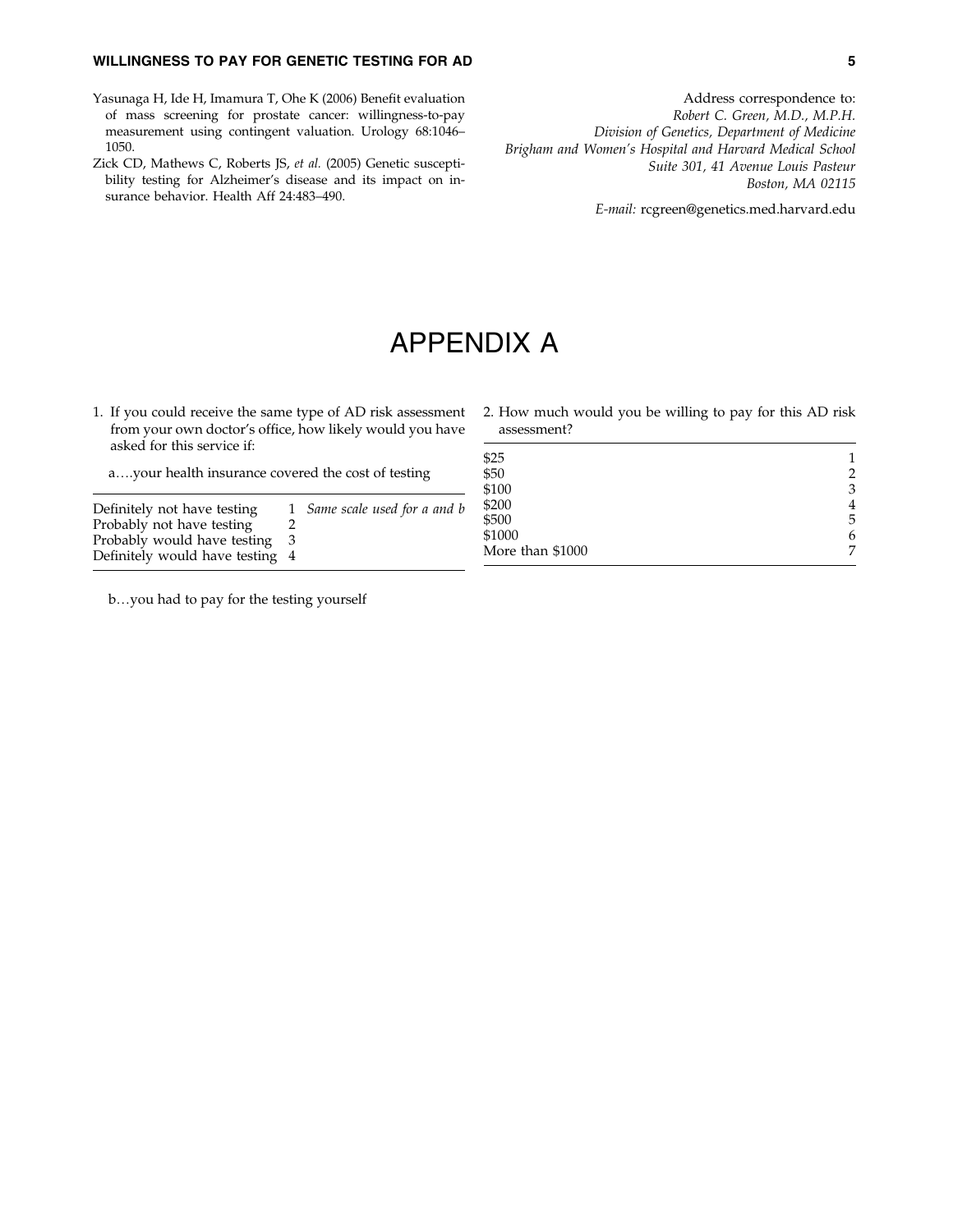Yasunaga H, Ide H, Imamura T, Ohe K (2006) Benefit evaluation of mass screening for prostate cancer: willingness-to-pay measurement using contingent valuation. Urology 68:1046–1050.

Zick CD, Mathews C, Roberts JS, *et al.* (2005) Genetic susceptibility testing for Alzheimer's disease and its impact on insurance behavior. Health Aff 24:483–490.

Address correspondence to:
*Robert C. Green, M.D., M.P.H.*
*Division of Genetics, Department of Medicine*
*Brigham and Women's Hospital and Harvard Medical School*
*Suite 301, 41 Avenue Louis Pasteur*
*Boston, MA 02115*

*E-mail:* rcgreen@genetics.med.harvard.edu

# APPENDIX A

1. If you could receive the same type of AD risk assessment from your own doctor's office, how likely would you have asked for this service if:

   a….your health insurance covered the cost of testing

| | | |
|---|---|---|
| Definitely not have testing | 1 | *Same scale used for a and b* |
| Probably not have testing | 2 | |
| Probably would have testing | 3 | |
| Definitely would have testing | 4 | |

   b…you had to pay for the testing yourself

2. How much would you be willing to pay for this AD risk assessment?

| | |
|---|---|
| $25 | 1 |
| $50 | 2 |
| $100 | 3 |
| $200 | 4 |
| $500 | 5 |
| $1000 | 6 |
| More than $1000 | 7 |